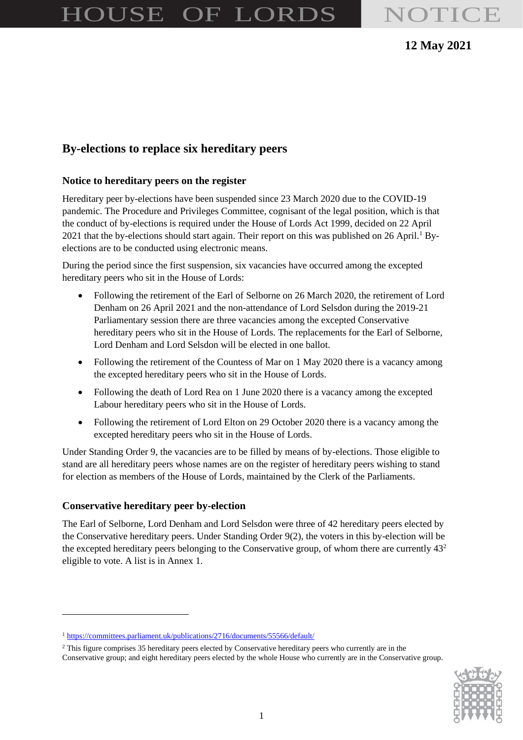# HOUSE OF LORDS NOTICE

**12 May 2021**

## By-elections to replace six hereditary peers

### Notice to hereditary peers on the register

Hereditary peer by-elections have been suspended since 23 March 2020 due to the COVID-19 pandemic. The Procedure and Privileges Committee, cognisant of the legal position, which is that the conduct of by-elections is required under the House of Lords Act 1999, decided on 22 April 2021 that the by-elections should start again. Their report on this was published on 26 April.[1] By-elections are to be conducted using electronic means.

During the period since the first suspension, six vacancies have occurred among the excepted hereditary peers who sit in the House of Lords:

- Following the retirement of the Earl of Selborne on 26 March 2020, the retirement of Lord Denham on 26 April 2021 and the non-attendance of Lord Selsdon during the 2019-21 Parliamentary session there are three vacancies among the excepted Conservative hereditary peers who sit in the House of Lords. The replacements for the Earl of Selborne, Lord Denham and Lord Selsdon will be elected in one ballot.
- Following the retirement of the Countess of Mar on 1 May 2020 there is a vacancy among the excepted hereditary peers who sit in the House of Lords.
- Following the death of Lord Rea on 1 June 2020 there is a vacancy among the excepted Labour hereditary peers who sit in the House of Lords.
- Following the retirement of Lord Elton on 29 October 2020 there is a vacancy among the excepted hereditary peers who sit in the House of Lords.

Under Standing Order 9, the vacancies are to be filled by means of by-elections. Those eligible to stand are all hereditary peers whose names are on the register of hereditary peers wishing to stand for election as members of the House of Lords, maintained by the Clerk of the Parliaments.

### Conservative hereditary peer by-election

The Earl of Selborne, Lord Denham and Lord Selsdon were three of 42 hereditary peers elected by the Conservative hereditary peers. Under Standing Order 9(2), the voters in this by-election will be the excepted hereditary peers belonging to the Conservative group, of whom there are currently 43[2] eligible to vote. A list is in Annex 1.

---

[1] https://committees.parliament.uk/publications/2716/documents/55566/default/

[2] This figure comprises 35 hereditary peers elected by Conservative hereditary peers who currently are in the Conservative group; and eight hereditary peers elected by the whole House who currently are in the Conservative group.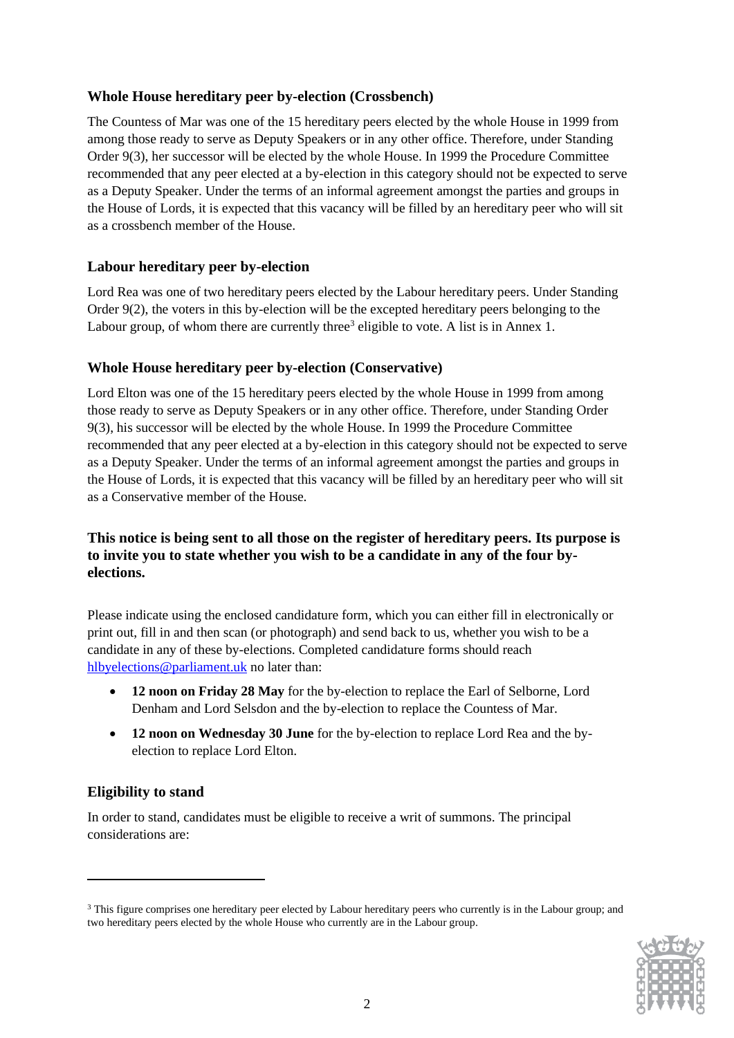### Whole House hereditary peer by-election (Crossbench)

The Countess of Mar was one of the 15 hereditary peers elected by the whole House in 1999 from among those ready to serve as Deputy Speakers or in any other office. Therefore, under Standing Order 9(3), her successor will be elected by the whole House. In 1999 the Procedure Committee recommended that any peer elected at a by-election in this category should not be expected to serve as a Deputy Speaker. Under the terms of an informal agreement amongst the parties and groups in the House of Lords, it is expected that this vacancy will be filled by an hereditary peer who will sit as a crossbench member of the House.

### Labour hereditary peer by-election

Lord Rea was one of two hereditary peers elected by the Labour hereditary peers. Under Standing Order 9(2), the voters in this by-election will be the excepted hereditary peers belonging to the Labour group, of whom there are currently three[3] eligible to vote. A list is in Annex 1.

### Whole House hereditary peer by-election (Conservative)

Lord Elton was one of the 15 hereditary peers elected by the whole House in 1999 from among those ready to serve as Deputy Speakers or in any other office. Therefore, under Standing Order 9(3), his successor will be elected by the whole House. In 1999 the Procedure Committee recommended that any peer elected at a by-election in this category should not be expected to serve as a Deputy Speaker. Under the terms of an informal agreement amongst the parties and groups in the House of Lords, it is expected that this vacancy will be filled by an hereditary peer who will sit as a Conservative member of the House.

**This notice is being sent to all those on the register of hereditary peers. Its purpose is to invite you to state whether you wish to be a candidate in any of the four by-elections.**

Please indicate using the enclosed candidature form, which you can either fill in electronically or print out, fill in and then scan (or photograph) and send back to us, whether you wish to be a candidate in any of these by-elections. Completed candidature forms should reach hlbyelections@parliament.uk no later than:

- **12 noon on Friday 28 May** for the by-election to replace the Earl of Selborne, Lord Denham and Lord Selsdon and the by-election to replace the Countess of Mar.
- **12 noon on Wednesday 30 June** for the by-election to replace Lord Rea and the by-election to replace Lord Elton.

### Eligibility to stand

In order to stand, candidates must be eligible to receive a writ of summons. The principal considerations are:

---

[3] This figure comprises one hereditary peer elected by Labour hereditary peers who currently is in the Labour group; and two hereditary peers elected by the whole House who currently are in the Labour group.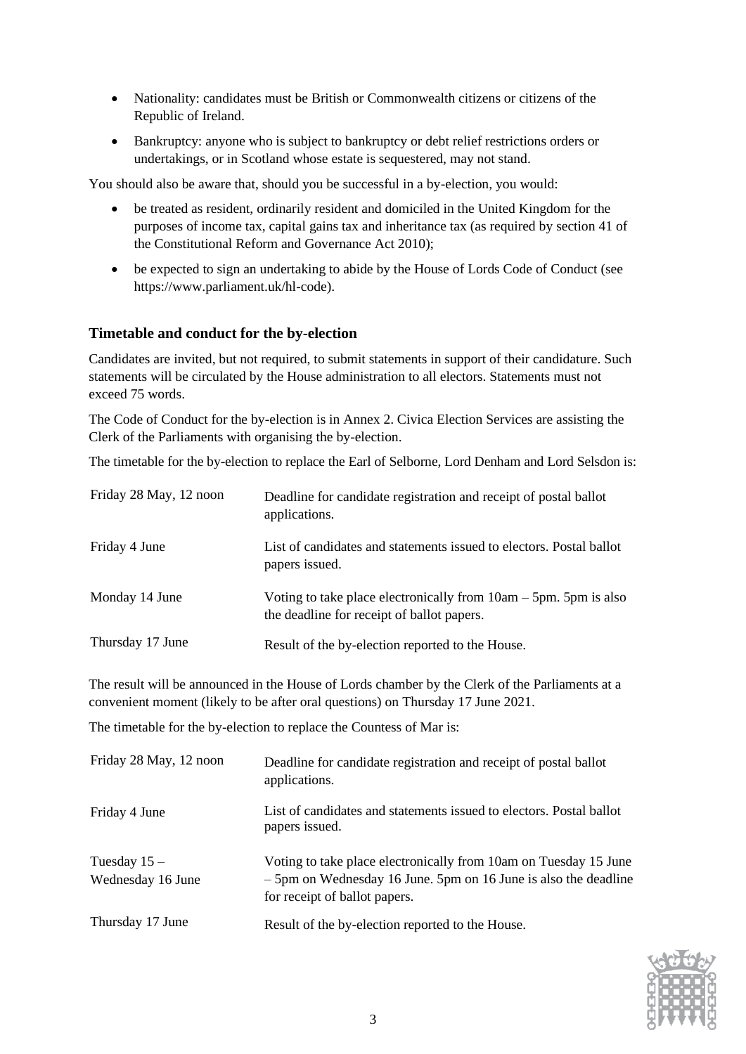- Nationality: candidates must be British or Commonwealth citizens or citizens of the Republic of Ireland.
- Bankruptcy: anyone who is subject to bankruptcy or debt relief restrictions orders or undertakings, or in Scotland whose estate is sequestered, may not stand.

You should also be aware that, should you be successful in a by-election, you would:

- be treated as resident, ordinarily resident and domiciled in the United Kingdom for the purposes of income tax, capital gains tax and inheritance tax (as required by section 41 of the Constitutional Reform and Governance Act 2010);
- be expected to sign an undertaking to abide by the House of Lords Code of Conduct (see https://www.parliament.uk/hl-code).

### Timetable and conduct for the by-election

Candidates are invited, but not required, to submit statements in support of their candidature. Such statements will be circulated by the House administration to all electors. Statements must not exceed 75 words.

The Code of Conduct for the by-election is in Annex 2. Civica Election Services are assisting the Clerk of the Parliaments with organising the by-election.

The timetable for the by-election to replace the Earl of Selborne, Lord Denham and Lord Selsdon is:

| | |
|---|---|
| Friday 28 May, 12 noon | Deadline for candidate registration and receipt of postal ballot applications. |
| Friday 4 June | List of candidates and statements issued to electors. Postal ballot papers issued. |
| Monday 14 June | Voting to take place electronically from 10am – 5pm. 5pm is also the deadline for receipt of ballot papers. |
| Thursday 17 June | Result of the by-election reported to the House. |

The result will be announced in the House of Lords chamber by the Clerk of the Parliaments at a convenient moment (likely to be after oral questions) on Thursday 17 June 2021.

The timetable for the by-election to replace the Countess of Mar is:

| | |
|---|---|
| Friday 28 May, 12 noon | Deadline for candidate registration and receipt of postal ballot applications. |
| Friday 4 June | List of candidates and statements issued to electors. Postal ballot papers issued. |
| Tuesday 15 – Wednesday 16 June | Voting to take place electronically from 10am on Tuesday 15 June – 5pm on Wednesday 16 June. 5pm on 16 June is also the deadline for receipt of ballot papers. |
| Thursday 17 June | Result of the by-election reported to the House. |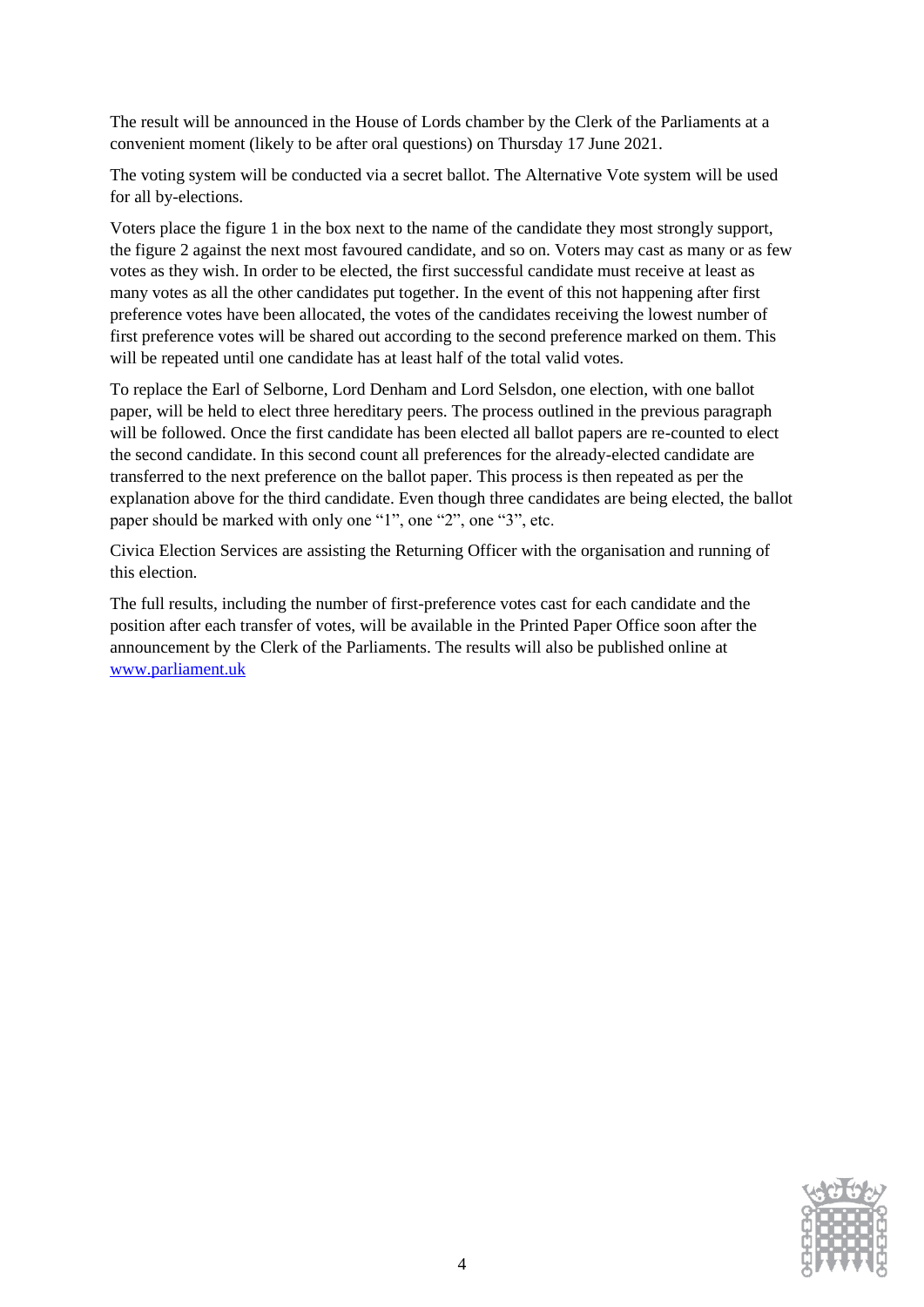The result will be announced in the House of Lords chamber by the Clerk of the Parliaments at a convenient moment (likely to be after oral questions) on Thursday 17 June 2021.

The voting system will be conducted via a secret ballot. The Alternative Vote system will be used for all by-elections.

Voters place the figure 1 in the box next to the name of the candidate they most strongly support, the figure 2 against the next most favoured candidate, and so on. Voters may cast as many or as few votes as they wish. In order to be elected, the first successful candidate must receive at least as many votes as all the other candidates put together. In the event of this not happening after first preference votes have been allocated, the votes of the candidates receiving the lowest number of first preference votes will be shared out according to the second preference marked on them. This will be repeated until one candidate has at least half of the total valid votes.

To replace the Earl of Selborne, Lord Denham and Lord Selsdon, one election, with one ballot paper, will be held to elect three hereditary peers. The process outlined in the previous paragraph will be followed. Once the first candidate has been elected all ballot papers are re-counted to elect the second candidate. In this second count all preferences for the already-elected candidate are transferred to the next preference on the ballot paper. This process is then repeated as per the explanation above for the third candidate. Even though three candidates are being elected, the ballot paper should be marked with only one "1", one "2", one "3", etc.

Civica Election Services are assisting the Returning Officer with the organisation and running of this election.

The full results, including the number of first-preference votes cast for each candidate and the position after each transfer of votes, will be available in the Printed Paper Office soon after the announcement by the Clerk of the Parliaments. The results will also be published online at [www.parliament.uk](http://www.parliament.uk)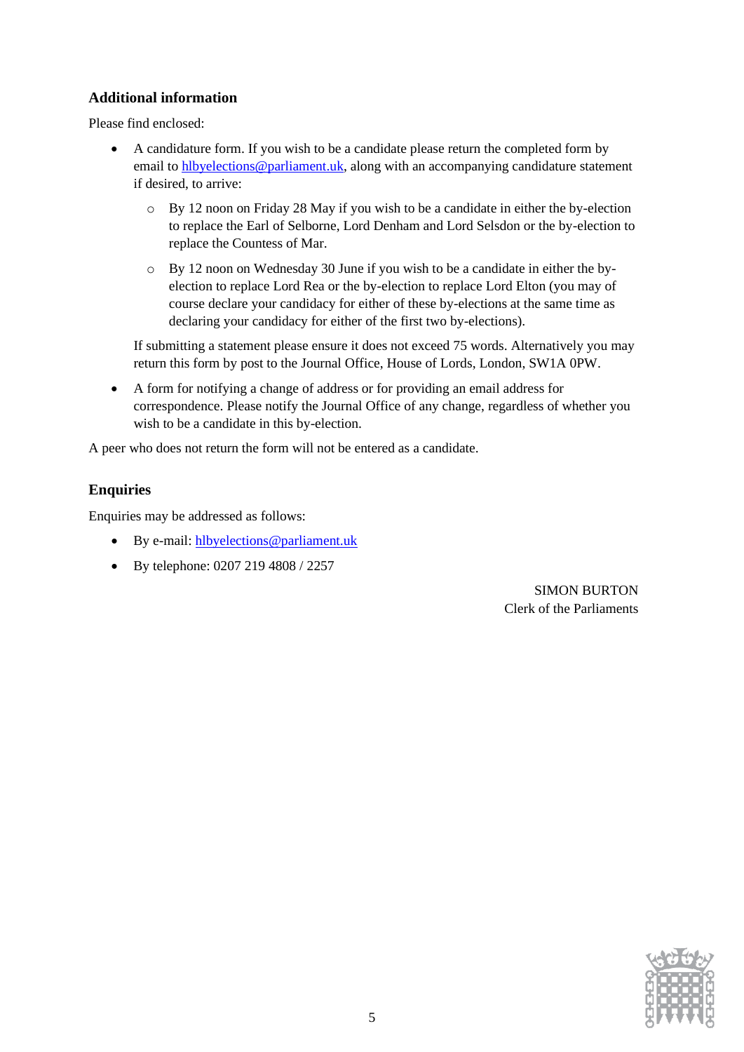### Additional information

Please find enclosed:

- A candidature form. If you wish to be a candidate please return the completed form by email to hlbyelections@parliament.uk, along with an accompanying candidature statement if desired, to arrive:
    - By 12 noon on Friday 28 May if you wish to be a candidate in either the by-election to replace the Earl of Selborne, Lord Denham and Lord Selsdon or the by-election to replace the Countess of Mar.
    - By 12 noon on Wednesday 30 June if you wish to be a candidate in either the by-election to replace Lord Rea or the by-election to replace Lord Elton (you may of course declare your candidacy for either of these by-elections at the same time as declaring your candidacy for either of the first two by-elections).

  If submitting a statement please ensure it does not exceed 75 words. Alternatively you may return this form by post to the Journal Office, House of Lords, London, SW1A 0PW.

- A form for notifying a change of address or for providing an email address for correspondence. Please notify the Journal Office of any change, regardless of whether you wish to be a candidate in this by-election.

A peer who does not return the form will not be entered as a candidate.

### Enquiries

Enquiries may be addressed as follows:

- By e-mail: hlbyelections@parliament.uk
- By telephone: 0207 219 4808 / 2257

SIMON BURTON
Clerk of the Parliaments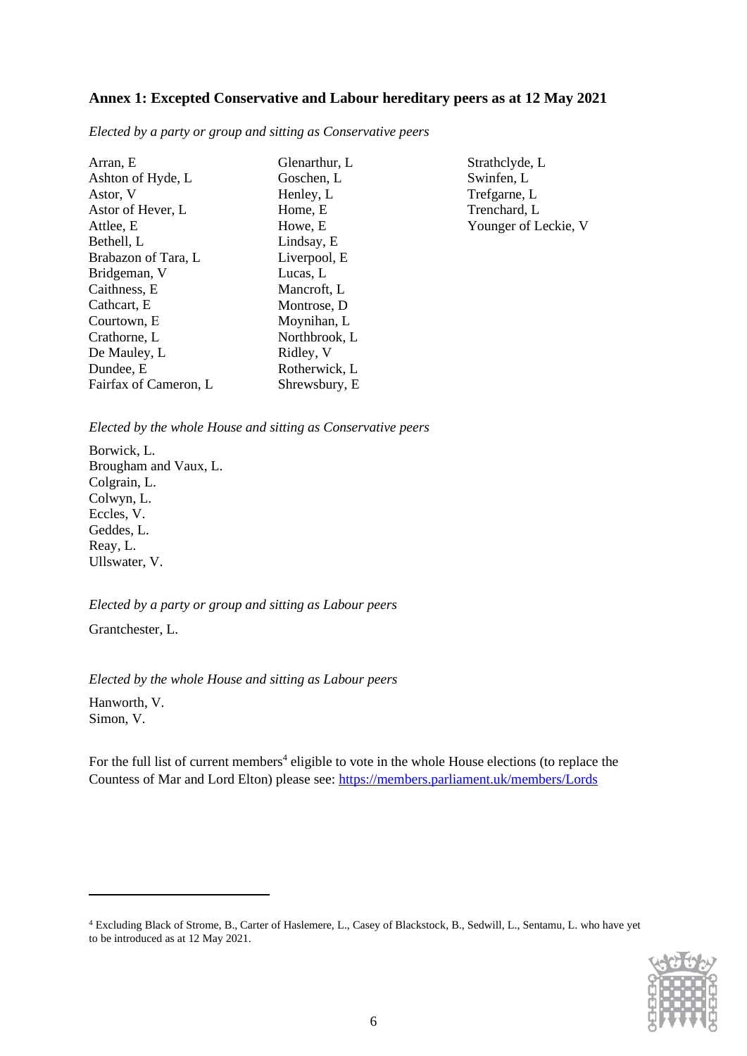## Annex 1: Excepted Conservative and Labour hereditary peers as at 12 May 2021

*Elected by a party or group and sitting as Conservative peers*

Arran, E
Ashton of Hyde, L
Astor, V
Astor of Hever, L
Attlee, E
Bethell, L
Brabazon of Tara, L
Bridgeman, V
Caithness, E
Cathcart, E
Courtown, E
Crathorne, L
De Mauley, L
Dundee, E
Fairfax of Cameron, L
Glenarthur, L
Goschen, L
Henley, L
Home, E
Howe, E
Lindsay, E
Liverpool, E
Lucas, L
Mancroft, L
Montrose, D
Moynihan, L
Northbrook, L
Ridley, V
Rotherwick, L
Shrewsbury, E
Strathclyde, L
Swinfen, L
Trefgarne, L
Trenchard, L
Younger of Leckie, V

*Elected by the whole House and sitting as Conservative peers*

Borwick, L.
Brougham and Vaux, L.
Colgrain, L.
Colwyn, L.
Eccles, V.
Geddes, L.
Reay, L.
Ullswater, V.

*Elected by a party or group and sitting as Labour peers*

Grantchester, L.

*Elected by the whole House and sitting as Labour peers*

Hanworth, V.
Simon, V.

For the full list of current members[4] eligible to vote in the whole House elections (to replace the Countess of Mar and Lord Elton) please see: https://members.parliament.uk/members/Lords

[4] Excluding Black of Strome, B., Carter of Haslemere, L., Casey of Blackstock, B., Sedwill, L., Sentamu, L. who have yet to be introduced as at 12 May 2021.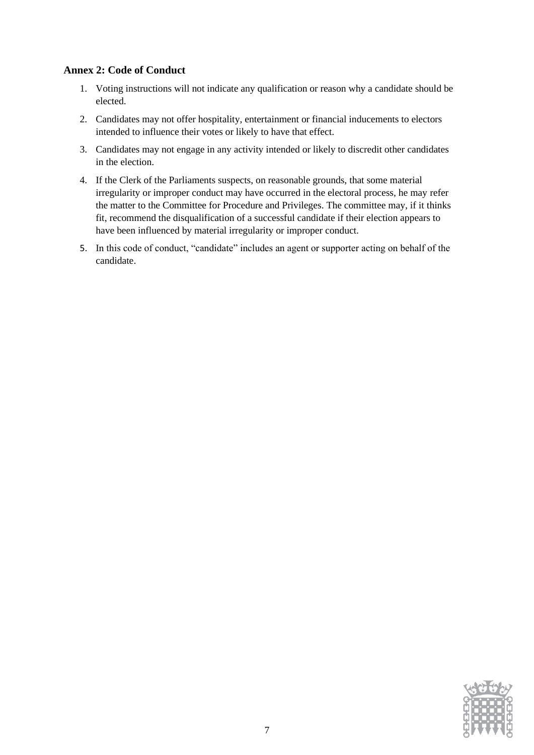## Annex 2: Code of Conduct

1. Voting instructions will not indicate any qualification or reason why a candidate should be elected.
2. Candidates may not offer hospitality, entertainment or financial inducements to electors intended to influence their votes or likely to have that effect.
3. Candidates may not engage in any activity intended or likely to discredit other candidates in the election.
4. If the Clerk of the Parliaments suspects, on reasonable grounds, that some material irregularity or improper conduct may have occurred in the electoral process, he may refer the matter to the Committee for Procedure and Privileges. The committee may, if it thinks fit, recommend the disqualification of a successful candidate if their election appears to have been influenced by material irregularity or improper conduct.
5. In this code of conduct, "candidate" includes an agent or supporter acting on behalf of the candidate.